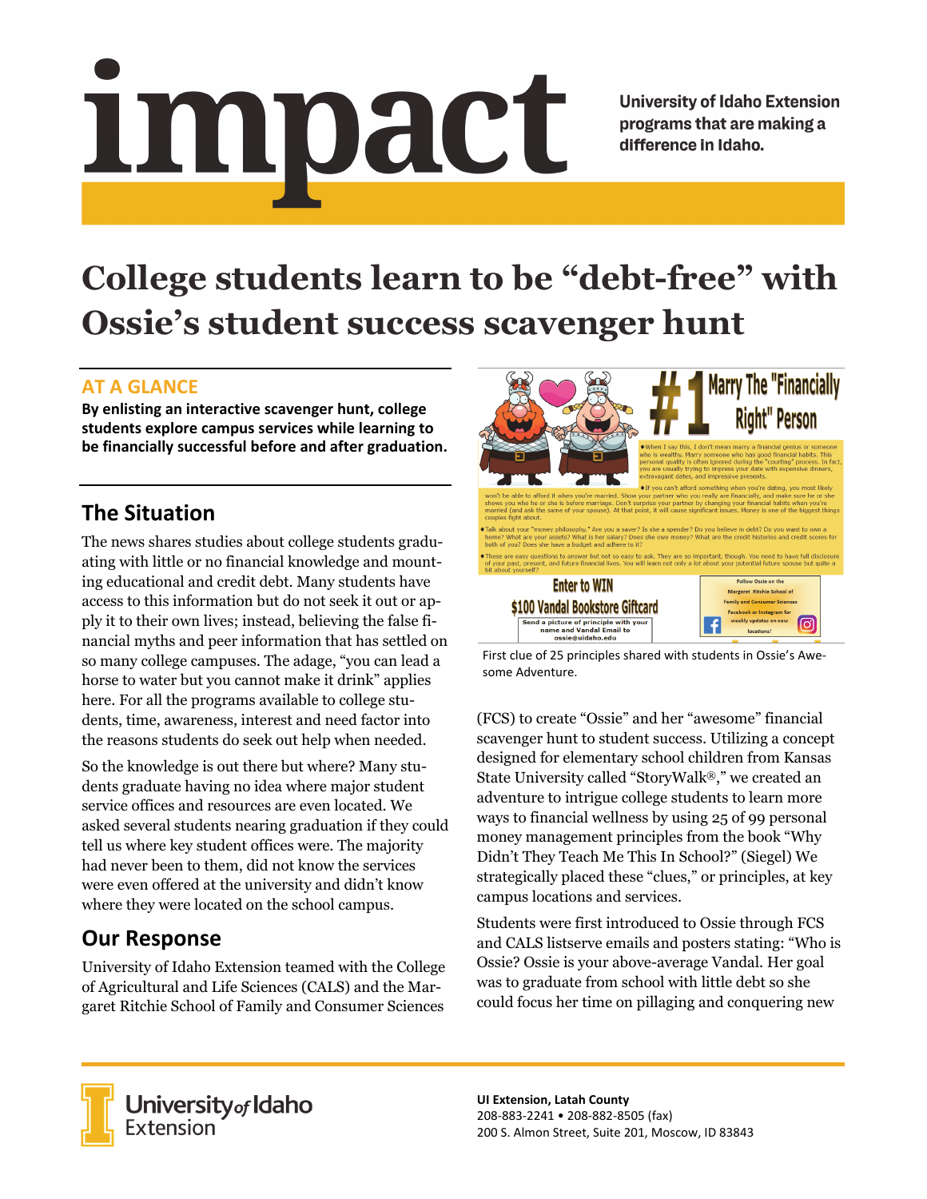# impact

University of Idaho Extension programs that are making a difference in Idaho.

# College students learn to be "debt-free" with Ossie's student success scavenger hunt

## AT A GLANCE

**By enlisting an interactive scavenger hunt, college students explore campus services while learning to be financially successful before and after graduation.**

## The Situation

The news shares studies about college students graduating with little or no financial knowledge and mounting educational and credit debt. Many students have access to this information but do not seek it out or apply it to their own lives; instead, believing the false financial myths and peer information that has settled on so many college campuses. The adage, "you can lead a horse to water but you cannot make it drink" applies here. For all the programs available to college students, time, awareness, interest and need factor into the reasons students do seek out help when needed.

So the knowledge is out there but where? Many students graduate having no idea where major student service offices and resources are even located. We asked several students nearing graduation if they could tell us where key student offices were. The majority had never been to them, did not know the services were even offered at the university and didn't know where they were located on the school campus.

## Our Response

University of Idaho Extension teamed with the College of Agricultural and Life Sciences (CALS) and the Margaret Ritchie School of Family and Consumer Sciences (FCS) to create "Ossie" and her "awesome" financial scavenger hunt to student success. Utilizing a concept designed for elementary school children from Kansas State University called "StoryWalk®," we created an adventure to intrigue college students to learn more ways to financial wellness by using 25 of 99 personal money management principles from the book "Why Didn't They Teach Me This In School?" (Siegel) We strategically placed these "clues," or principles, at key campus locations and services.

First clue of 25 principles shared with students in Ossie's Awesome Adventure.

Students were first introduced to Ossie through FCS and CALS listserve emails and posters stating: "Who is Ossie? Ossie is your above-average Vandal. Her goal was to graduate from school with little debt so she could focus her time on pillaging and conquering new

University of Idaho Extension

**UI Extension, Latah County**
208-883-2241 • 208-882-8505 (fax)
200 S. Almon Street, Suite 201, Moscow, ID 83843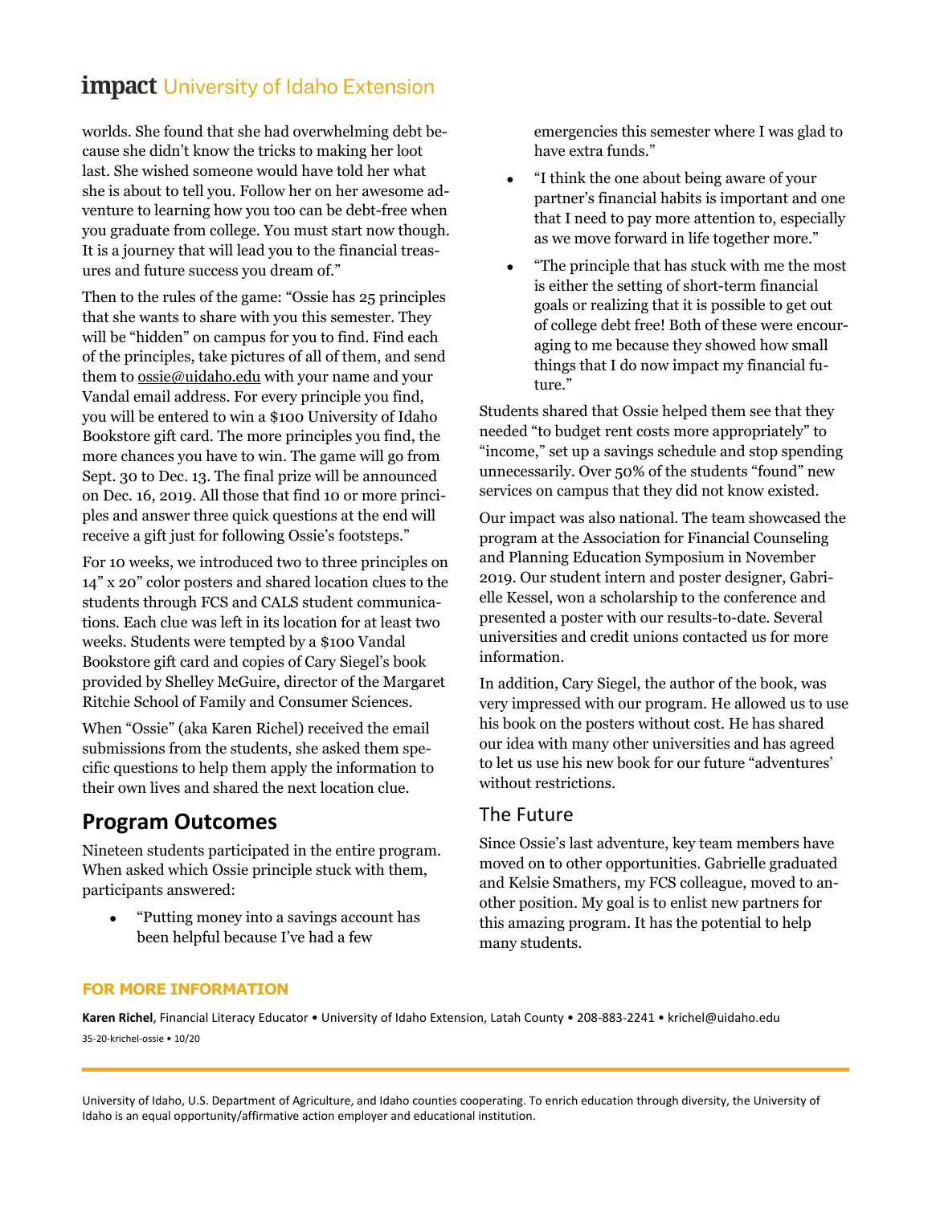worlds. She found that she had overwhelming debt because she didn't know the tricks to making her loot last. She wished someone would have told her what she is about to tell you. Follow her on her awesome adventure to learning how you too can be debt-free when you graduate from college. You must start now though. It is a journey that will lead you to the financial treasures and future success you dream of."

Then to the rules of the game: "Ossie has 25 principles that she wants to share with you this semester. They will be "hidden" on campus for you to find. Find each of the principles, take pictures of all of them, and send them to ossie@uidaho.edu with your name and your Vandal email address. For every principle you find, you will be entered to win a $100 University of Idaho Bookstore gift card. The more principles you find, the more chances you have to win. The game will go from Sept. 30 to Dec. 13. The final prize will be announced on Dec. 16, 2019. All those that find 10 or more principles and answer three quick questions at the end will receive a gift just for following Ossie's footsteps."

For 10 weeks, we introduced two to three principles on 14" x 20" color posters and shared location clues to the students through FCS and CALS student communications. Each clue was left in its location for at least two weeks. Students were tempted by a $100 Vandal Bookstore gift card and copies of Cary Siegel's book provided by Shelley McGuire, director of the Margaret Ritchie School of Family and Consumer Sciences.

When "Ossie" (aka Karen Richel) received the email submissions from the students, she asked them specific questions to help them apply the information to their own lives and shared the next location clue.

## Program Outcomes

Nineteen students participated in the entire program. When asked which Ossie principle stuck with them, participants answered:

- "Putting money into a savings account has been helpful because I've had a few emergencies this semester where I was glad to have extra funds."
- "I think the one about being aware of your partner's financial habits is important and one that I need to pay more attention to, especially as we move forward in life together more."
- "The principle that has stuck with me the most is either the setting of short-term financial goals or realizing that it is possible to get out of college debt free! Both of these were encouraging to me because they showed how small things that I do now impact my financial future."

Students shared that Ossie helped them see that they needed "to budget rent costs more appropriately" to "income," set up a savings schedule and stop spending unnecessarily. Over 50% of the students "found" new services on campus that they did not know existed.

Our impact was also national. The team showcased the program at the Association for Financial Counseling and Planning Education Symposium in November 2019. Our student intern and poster designer, Gabrielle Kessel, won a scholarship to the conference and presented a poster with our results-to-date. Several universities and credit unions contacted us for more information.

In addition, Cary Siegel, the author of the book, was very impressed with our program. He allowed us to use his book on the posters without cost. He has shared our idea with many other universities and has agreed to let us use his new book for our future "adventures' without restrictions.

## The Future

Since Ossie's last adventure, key team members have moved on to other opportunities. Gabrielle graduated and Kelsie Smathers, my FCS colleague, moved to another position. My goal is to enlist new partners for this amazing program. It has the potential to help many students.

**FOR MORE INFORMATION**

**Karen Richel**, Financial Literacy Educator • University of Idaho Extension, Latah County • 208-883-2241 • krichel@uidaho.edu

35-20-krichel-ossie • 10/20

University of Idaho, U.S. Department of Agriculture, and Idaho counties cooperating. To enrich education through diversity, the University of Idaho is an equal opportunity/affirmative action employer and educational institution.